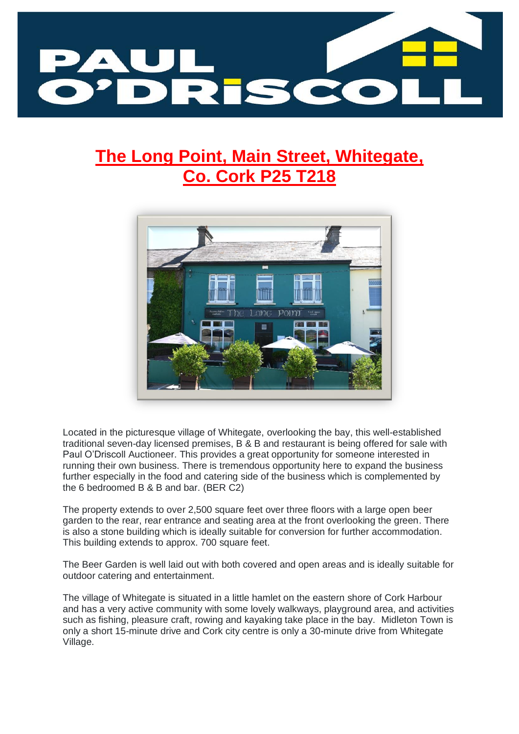# The Long Point, Main Street, Whitegate, Co. Cork P25 T218

Located in the picturesque village of Whitegate, overlooking the bay, this well-established traditional seven-day licensed premises, B & B and restaurant is being offered for sale with Paul O'Driscoll Auctioneer. This provides a great opportunity for someone interested in running their own business. There is tremendous opportunity here to expand the business further especially in the food and catering side of the business which is complemented by the 6 bedroomed B & B and bar. (BER C2)

The property extends to over 2,500 square feet over three floors with a large open beer garden to the rear, rear entrance and seating area at the front overlooking the green. There is also a stone building which is ideally suitable for conversion for further accommodation. This building extends to approx. 700 square feet.

The Beer Garden is well laid out with both covered and open areas and is ideally suitable for outdoor catering and entertainment.

The village of Whitegate is situated in a little hamlet on the eastern shore of Cork Harbour and has a very active community with some lovely walkways, playground area, and activities such as fishing, pleasure craft, rowing and kayaking take place in the bay. Midleton Town is only a short 15-minute drive and Cork city centre is only a 30-minute drive from Whitegate Village.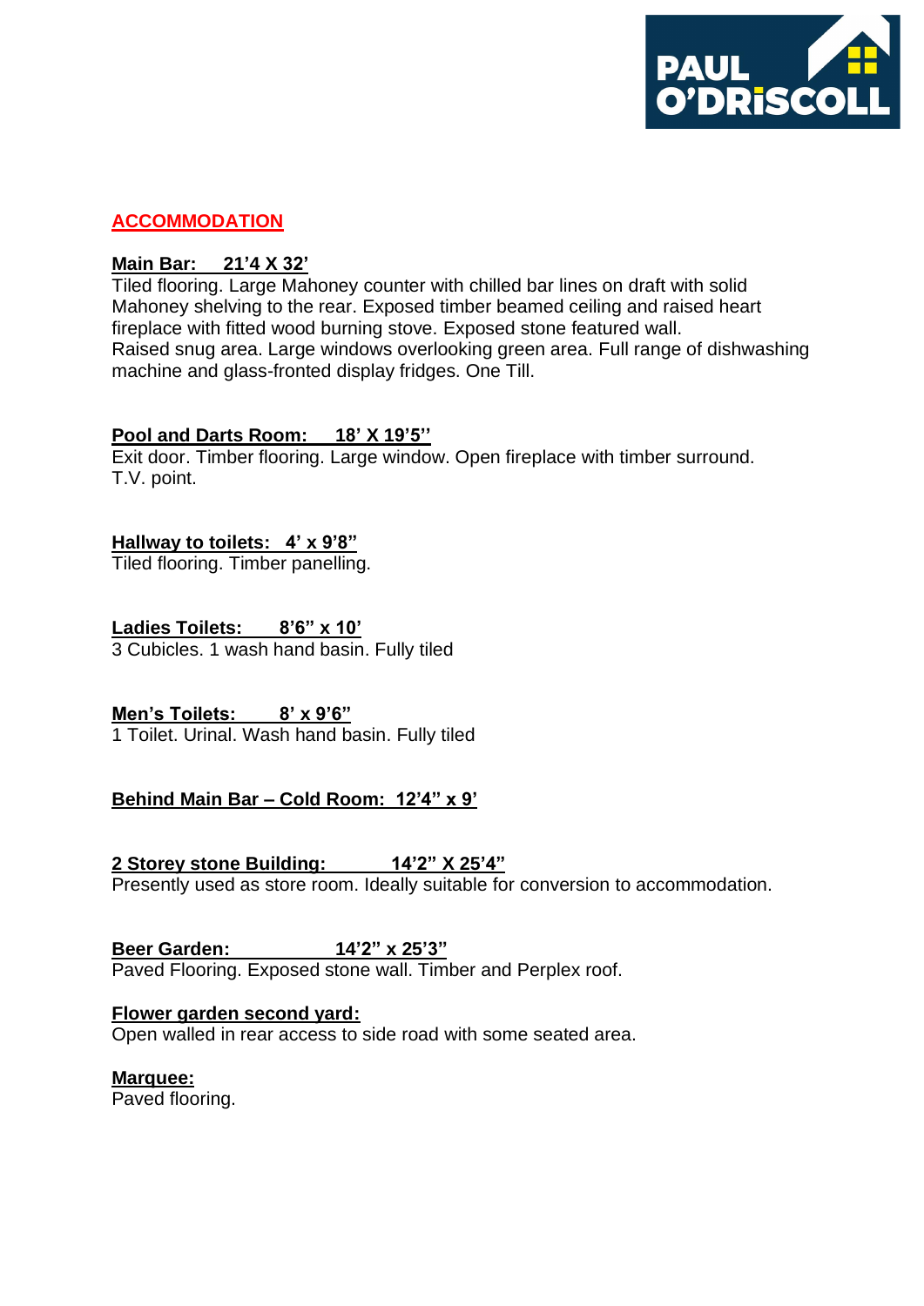## ACCOMMODATION

**Main Bar: 21'4 X 32'**
Tiled flooring. Large Mahoney counter with chilled bar lines on draft with solid Mahoney shelving to the rear. Exposed timber beamed ceiling and raised heart fireplace with fitted wood burning stove. Exposed stone featured wall.
Raised snug area. Large windows overlooking green area. Full range of dishwashing machine and glass-fronted display fridges. One Till.

**Pool and Darts Room: 18' X 19'5''**
Exit door. Timber flooring. Large window. Open fireplace with timber surround. T.V. point.

**Hallway to toilets: 4' x 9'8"**
Tiled flooring. Timber panelling.

**Ladies Toilets: 8'6" x 10'**
3 Cubicles. 1 wash hand basin. Fully tiled

**Men's Toilets: 8' x 9'6"**
1 Toilet. Urinal. Wash hand basin. Fully tiled

**Behind Main Bar – Cold Room: 12'4" x 9'**

**2 Storey stone Building: 14'2" X 25'4"**
Presently used as store room. Ideally suitable for conversion to accommodation.

**Beer Garden: 14'2" x 25'3"**
Paved Flooring. Exposed stone wall. Timber and Perplex roof.

**Flower garden second yard:**
Open walled in rear access to side road with some seated area.

**Marquee:**
Paved flooring.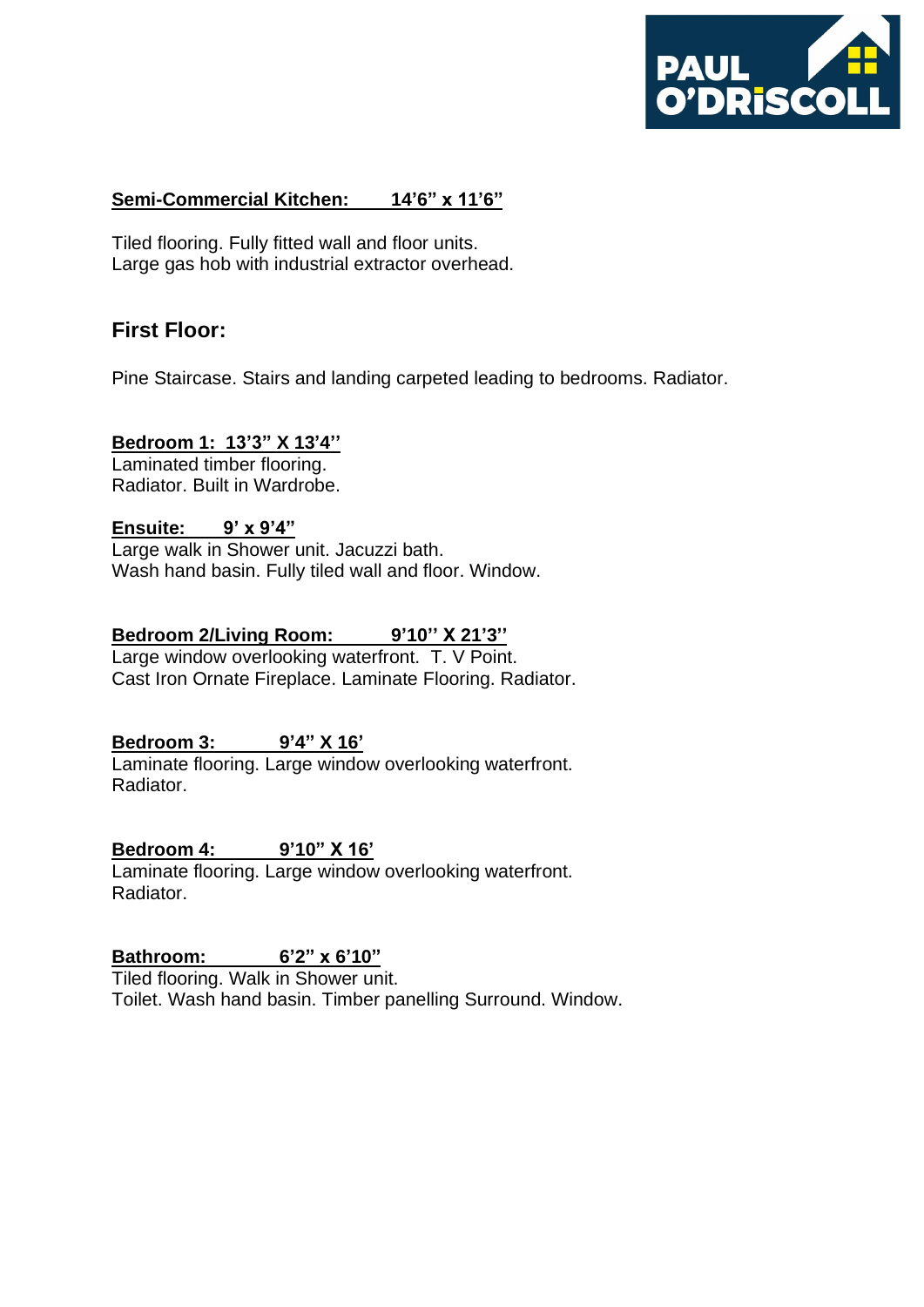**Semi-Commercial Kitchen: 14'6" x 11'6"**

Tiled flooring. Fully fitted wall and floor units.
Large gas hob with industrial extractor overhead.

## First Floor:

Pine Staircase. Stairs and landing carpeted leading to bedrooms. Radiator.

**Bedroom 1: 13'3" X 13'4''**
Laminated timber flooring.
Radiator. Built in Wardrobe.

**Ensuite: 9' x 9'4"**
Large walk in Shower unit. Jacuzzi bath.
Wash hand basin. Fully tiled wall and floor. Window.

**Bedroom 2/Living Room: 9'10'' X 21'3''**
Large window overlooking waterfront. T. V Point.
Cast Iron Ornate Fireplace. Laminate Flooring. Radiator.

**Bedroom 3: 9'4" X 16'**
Laminate flooring. Large window overlooking waterfront.
Radiator.

**Bedroom 4: 9'10" X 16'**
Laminate flooring. Large window overlooking waterfront.
Radiator.

**Bathroom: 6'2" x 6'10"**
Tiled flooring. Walk in Shower unit.
Toilet. Wash hand basin. Timber panelling Surround. Window.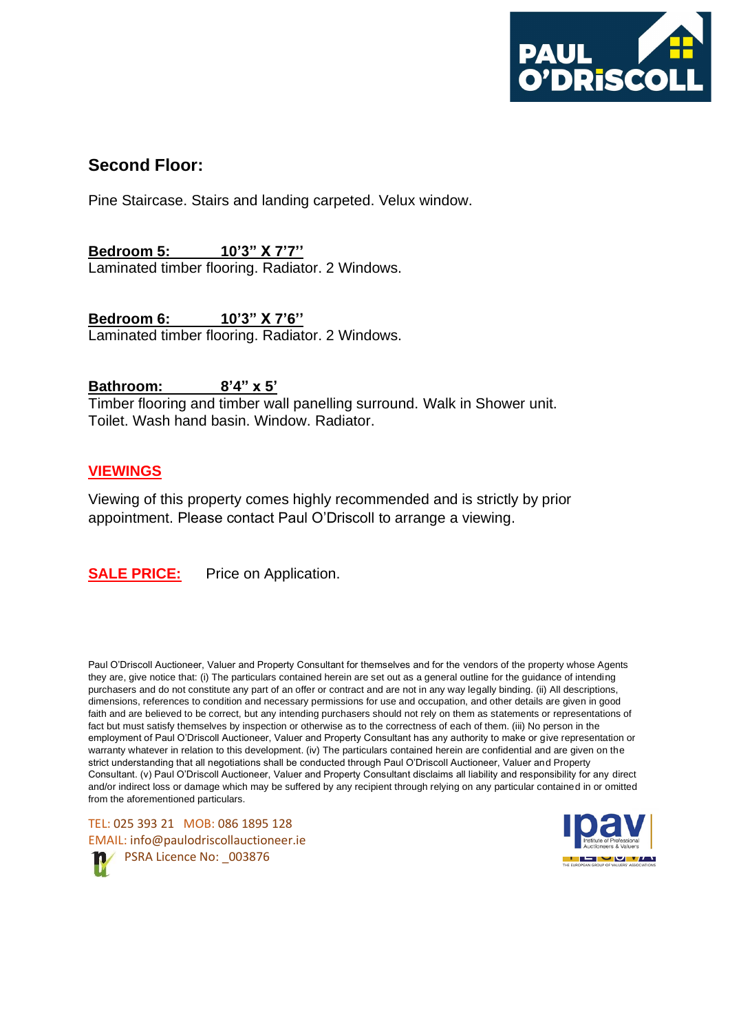## Second Floor:

Pine Staircase. Stairs and landing carpeted. Velux window.

**Bedroom 5: 10'3" X 7'7''**
Laminated timber flooring. Radiator. 2 Windows.

**Bedroom 6: 10'3" X 7'6''**
Laminated timber flooring. Radiator. 2 Windows.

**Bathroom: 8'4" x 5'**
Timber flooring and timber wall panelling surround. Walk in Shower unit. Toilet. Wash hand basin. Window. Radiator.

**VIEWINGS**

Viewing of this property comes highly recommended and is strictly by prior appointment. Please contact Paul O'Driscoll to arrange a viewing.

**SALE PRICE:** Price on Application.

Paul O'Driscoll Auctioneer, Valuer and Property Consultant for themselves and for the vendors of the property whose Agents they are, give notice that: (i) The particulars contained herein are set out as a general outline for the guidance of intending purchasers and do not constitute any part of an offer or contract and are not in any way legally binding. (ii) All descriptions, dimensions, references to condition and necessary permissions for use and occupation, and other details are given in good faith and are believed to be correct, but any intending purchasers should not rely on them as statements or representations of fact but must satisfy themselves by inspection or otherwise as to the correctness of each of them. (iii) No person in the employment of Paul O'Driscoll Auctioneer, Valuer and Property Consultant has any authority to make or give representation or warranty whatever in relation to this development. (iv) The particulars contained herein are confidential and are given on the strict understanding that all negotiations shall be conducted through Paul O'Driscoll Auctioneer, Valuer and Property Consultant. (v) Paul O'Driscoll Auctioneer, Valuer and Property Consultant disclaims all liability and responsibility for any direct and/or indirect loss or damage which may be suffered by any recipient through relying on any particular contained in or omitted from the aforementioned particulars.

TEL: 025 393 21 MOB: 086 1895 128
EMAIL: info@paulodriscollauctioneer.ie
PSRA Licence No: _003876